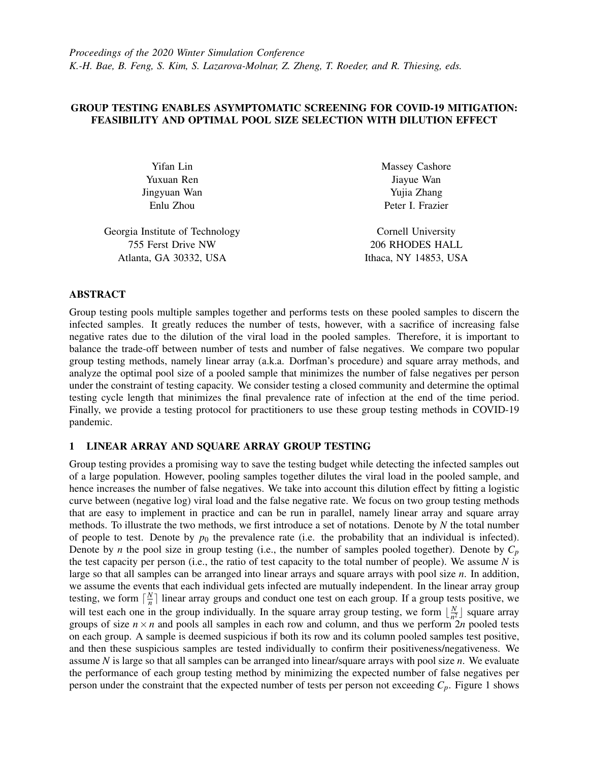*Proceedings of the 2020 Winter Simulation Conference*
*K.-H. Bae, B. Feng, S. Kim, S. Lazarova-Molnar, Z. Zheng, T. Roeder, and R. Thiesing, eds.*

# GROUP TESTING ENABLES ASYMPTOMATIC SCREENING FOR COVID-19 MITIGATION: FEASIBILITY AND OPTIMAL POOL SIZE SELECTION WITH DILUTION EFFECT

Yifan Lin
Yuxuan Ren
Jingyuan Wan
Enlu Zhou

Georgia Institute of Technology
755 Ferst Drive NW
Atlanta, GA 30332, USA

Massey Cashore
Jiayue Wan
Yujia Zhang
Peter I. Frazier

Cornell University
206 RHODES HALL
Ithaca, NY 14853, USA

## ABSTRACT

Group testing pools multiple samples together and performs tests on these pooled samples to discern the infected samples. It greatly reduces the number of tests, however, with a sacrifice of increasing false negative rates due to the dilution of the viral load in the pooled samples. Therefore, it is important to balance the trade-off between number of tests and number of false negatives. We compare two popular group testing methods, namely linear array (a.k.a. Dorfman's procedure) and square array methods, and analyze the optimal pool size of a pooled sample that minimizes the number of false negatives per person under the constraint of testing capacity. We consider testing a closed community and determine the optimal testing cycle length that minimizes the final prevalence rate of infection at the end of the time period. Finally, we provide a testing protocol for practitioners to use these group testing methods in COVID-19 pandemic.

## 1 LINEAR ARRAY AND SQUARE ARRAY GROUP TESTING

Group testing provides a promising way to save the testing budget while detecting the infected samples out of a large population. However, pooling samples together dilutes the viral load in the pooled sample, and hence increases the number of false negatives. We take into account this dilution effect by fitting a logistic curve between (negative log) viral load and the false negative rate. We focus on two group testing methods that are easy to implement in practice and can be run in parallel, namely linear array and square array methods. To illustrate the two methods, we first introduce a set of notations. Denote by $N$ the total number of people to test. Denote by $p_0$ the prevalence rate (i.e. the probability that an individual is infected). Denote by $n$ the pool size in group testing (i.e., the number of samples pooled together). Denote by $C_p$ the test capacity per person (i.e., the ratio of test capacity to the total number of people). We assume $N$ is large so that all samples can be arranged into linear arrays and square arrays with pool size $n$. In addition, we assume the events that each individual gets infected are mutually independent. In the linear array group testing, we form $\lceil \frac{N}{n} \rceil$ linear array groups and conduct one test on each group. If a group tests positive, we will test each one in the group individually. In the square array group testing, we form $\lfloor \frac{N}{n^2} \rfloor$ square array groups of size $n \times n$ and pools all samples in each row and column, and thus we perform $2n$ pooled tests on each group. A sample is deemed suspicious if both its row and its column pooled samples test positive, and then these suspicious samples are tested individually to confirm their positiveness/negativeness. We assume $N$ is large so that all samples can be arranged into linear/square arrays with pool size $n$. We evaluate the performance of each group testing method by minimizing the expected number of false negatives per person under the constraint that the expected number of tests per person not exceeding $C_p$. Figure 1 shows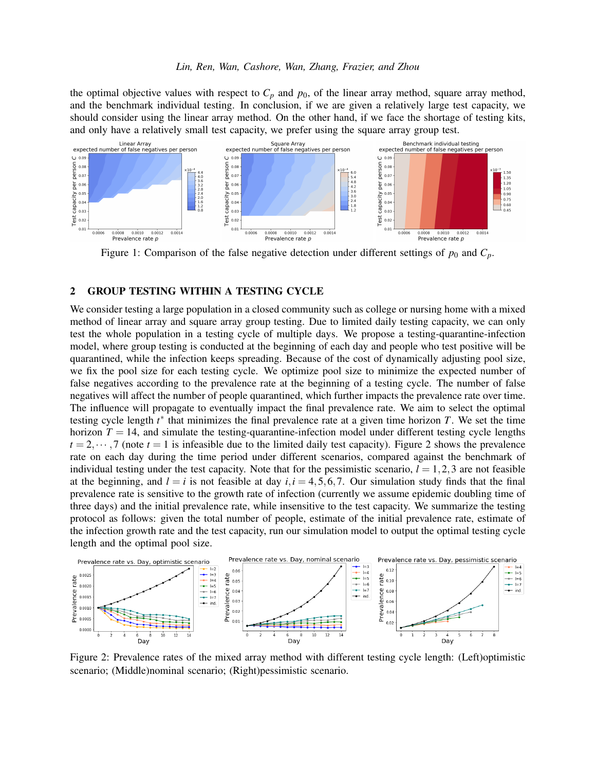the optimal objective values with respect to $C_p$ and $p_0$, of the linear array method, square array method, and the benchmark individual testing. In conclusion, if we are given a relatively large test capacity, we should consider using the linear array method. On the other hand, if we face the shortage of testing kits, and only have a relatively small test capacity, we prefer using the square array group test.

Linear Array
expected number of false negatives per person
Test capacity per person C
Prevalence rate p
$\times 10^{-4}$

Square Array
expected number of false negatives per person
Test capacity per person C
Prevalence rate p
$\times 10^{-4}$

Benchmark individual testing
expected number of false negatives per person
Test capacity per person C
Prevalence rate p
$\times 10^{-3}$

Figure 1: Comparison of the false negative detection under different settings of $p_0$ and $C_p$.

## 2 GROUP TESTING WITHIN A TESTING CYCLE

We consider testing a large population in a closed community such as college or nursing home with a mixed method of linear array and square array group testing. Due to limited daily testing capacity, we can only test the whole population in a testing cycle of multiple days. We propose a testing-quarantine-infection model, where group testing is conducted at the beginning of each day and people who test positive will be quarantined, while the infection keeps spreading. Because of the cost of dynamically adjusting pool size, we fix the pool size for each testing cycle. We optimize pool size to minimize the expected number of false negatives according to the prevalence rate at the beginning of a testing cycle. The number of false negatives will affect the number of people quarantined, which further impacts the prevalence rate over time. The influence will propagate to eventually impact the final prevalence rate. We aim to select the optimal testing cycle length $t^*$ that minimizes the final prevalence rate at a given time horizon $T$. We set the time horizon $T = 14$, and simulate the testing-quarantine-infection model under different testing cycle lengths $t = 2, \cdots, 7$ (note $t = 1$ is infeasible due to the limited daily test capacity). Figure 2 shows the prevalence rate on each day during the time period under different scenarios, compared against the benchmark of individual testing under the test capacity. Note that for the pessimistic scenario, $l = 1, 2, 3$ are not feasible at the beginning, and $l = i$ is not feasible at day $i, i = 4, 5, 6, 7$. Our simulation study finds that the final prevalence rate is sensitive to the growth rate of infection (currently we assume epidemic doubling time of three days) and the initial prevalence rate, while insensitive to the test capacity. We summarize the testing protocol as follows: given the total number of people, estimate of the initial prevalence rate, estimate of the infection growth rate and the test capacity, run our simulation model to output the optimal testing cycle length and the optimal pool size.

Prevalence rate vs. Day, optimistic scenario
Prevalence rate
Day
l=2, l=3, l=4, l=5, l=6, l=7, ind.

Prevalence rate vs. Day, nominal scenario
Prevalence rate
Day
l=3, l=4, l=5, l=6, l=7, ind.

Prevalence rate vs. Day, pessimistic scenario
Prevalence rate
Day
l=4, l=5, l=6, l=7, ind.

Figure 2: Prevalence rates of the mixed array method with different testing cycle length: (Left)optimistic scenario; (Middle)nominal scenario; (Right)pessimistic scenario.